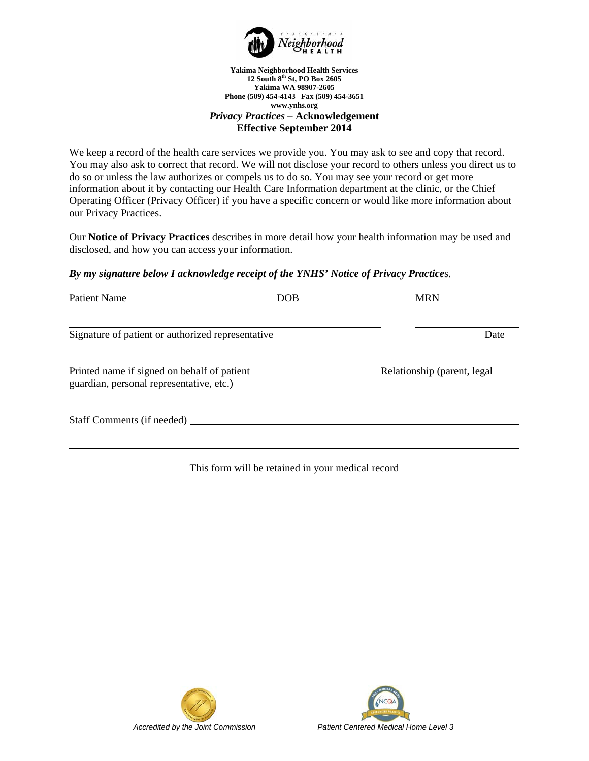**Yakima Neighborhood Health Services**
**12 South 8th St, PO Box 2605**
**Yakima WA 98907-2605**
**Phone (509) 454-4143 Fax (509) 454-3651**
**www.ynhs.org**

# *Privacy Practices* – Acknowledgement

**Effective September 2014**

We keep a record of the health care services we provide you. You may ask to see and copy that record. You may also ask to correct that record. We will not disclose your record to others unless you direct us to do so or unless the law authorizes or compels us to do so. You may see your record or get more information about it by contacting our Health Care Information department at the clinic, or the Chief Operating Officer (Privacy Officer) if you have a specific concern or would like more information about our Privacy Practices.

Our **Notice of Privacy Practices** describes in more detail how your health information may be used and disclosed, and how you can access your information.

***By my signature below I acknowledge receipt of the YNHS' Notice of Privacy Practices.***

Patient Name ____________________ DOB ____________________ MRN ____________________

______________________________________________ ____________________
Signature of patient or authorized representative Date

______________________________ ______________________________
Printed name if signed on behalf of patient Relationship (parent, legal guardian, personal representative, etc.)

Staff Comments (if needed) ______________________________________________

______________________________________________________________________

This form will be retained in your medical record

*Accredited by the Joint Commission* *Patient Centered Medical Home Level 3*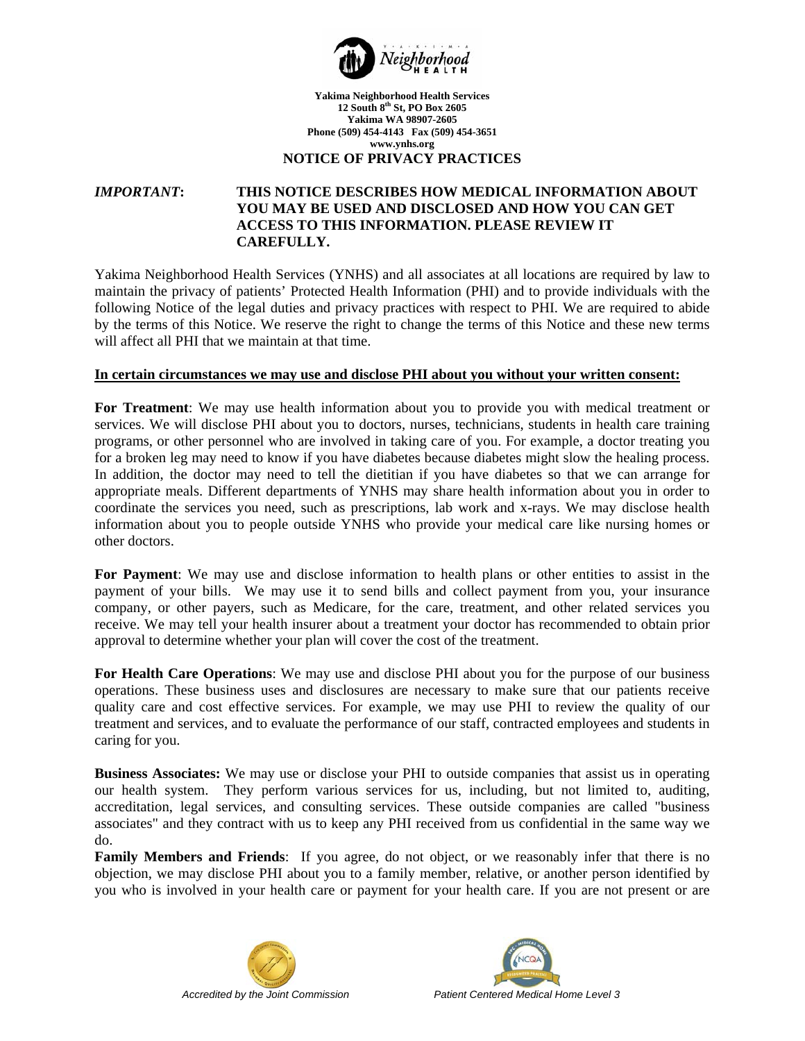Yakima Neighborhood Health Services
12 South 8th St, PO Box 2605
Yakima WA 98907-2605
Phone (509) 454-4143 Fax (509) 454-3651
www.ynhs.org

# NOTICE OF PRIVACY PRACTICES

***IMPORTANT*: THIS NOTICE DESCRIBES HOW MEDICAL INFORMATION ABOUT YOU MAY BE USED AND DISCLOSED AND HOW YOU CAN GET ACCESS TO THIS INFORMATION. PLEASE REVIEW IT CAREFULLY.**

Yakima Neighborhood Health Services (YNHS) and all associates at all locations are required by law to maintain the privacy of patients' Protected Health Information (PHI) and to provide individuals with the following Notice of the legal duties and privacy practices with respect to PHI. We are required to abide by the terms of this Notice. We reserve the right to change the terms of this Notice and these new terms will affect all PHI that we maintain at that time.

**In certain circumstances we may use and disclose PHI about you without your written consent:**

**For Treatment**: We may use health information about you to provide you with medical treatment or services. We will disclose PHI about you to doctors, nurses, technicians, students in health care training programs, or other personnel who are involved in taking care of you. For example, a doctor treating you for a broken leg may need to know if you have diabetes because diabetes might slow the healing process. In addition, the doctor may need to tell the dietitian if you have diabetes so that we can arrange for appropriate meals. Different departments of YNHS may share health information about you in order to coordinate the services you need, such as prescriptions, lab work and x-rays. We may disclose health information about you to people outside YNHS who provide your medical care like nursing homes or other doctors.

**For Payment**: We may use and disclose information to health plans or other entities to assist in the payment of your bills. We may use it to send bills and collect payment from you, your insurance company, or other payers, such as Medicare, for the care, treatment, and other related services you receive. We may tell your health insurer about a treatment your doctor has recommended to obtain prior approval to determine whether your plan will cover the cost of the treatment.

**For Health Care Operations**: We may use and disclose PHI about you for the purpose of our business operations. These business uses and disclosures are necessary to make sure that our patients receive quality care and cost effective services. For example, we may use PHI to review the quality of our treatment and services, and to evaluate the performance of our staff, contracted employees and students in caring for you.

**Business Associates:** We may use or disclose your PHI to outside companies that assist us in operating our health system. They perform various services for us, including, but not limited to, auditing, accreditation, legal services, and consulting services. These outside companies are called "business associates" and they contract with us to keep any PHI received from us confidential in the same way we do.

**Family Members and Friends**: If you agree, do not object, or we reasonably infer that there is no objection, we may disclose PHI about you to a family member, relative, or another person identified by you who is involved in your health care or payment for your health care. If you are not present or are

*Accredited by the Joint Commission* *Patient Centered Medical Home Level 3*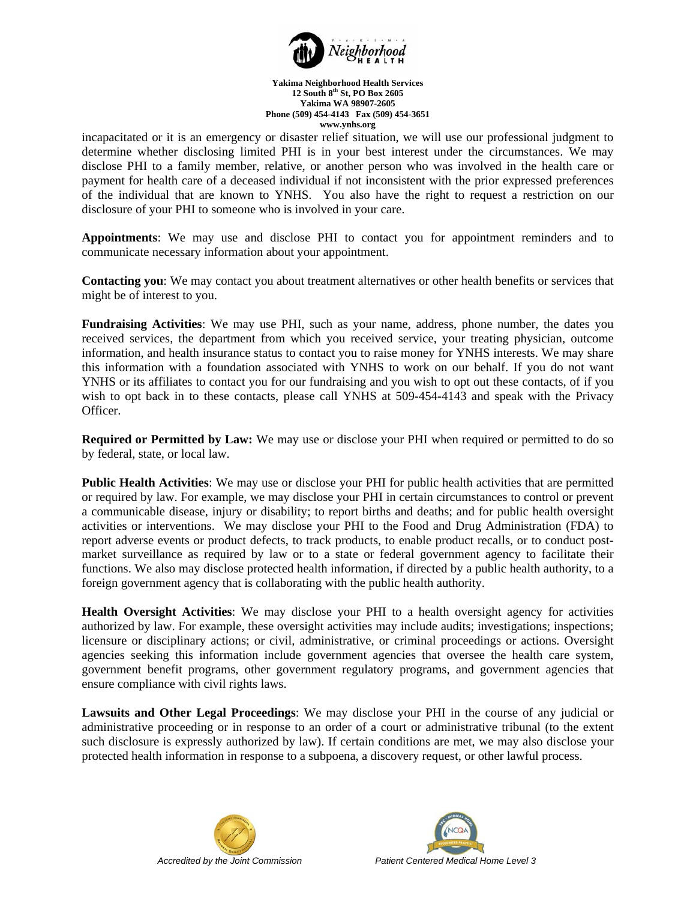incapacitated or it is an emergency or disaster relief situation, we will use our professional judgment to determine whether disclosing limited PHI is in your best interest under the circumstances. We may disclose PHI to a family member, relative, or another person who was involved in the health care or payment for health care of a deceased individual if not inconsistent with the prior expressed preferences of the individual that are known to YNHS. You also have the right to request a restriction on our disclosure of your PHI to someone who is involved in your care.

**Appointments**: We may use and disclose PHI to contact you for appointment reminders and to communicate necessary information about your appointment.

**Contacting you**: We may contact you about treatment alternatives or other health benefits or services that might be of interest to you.

**Fundraising Activities**: We may use PHI, such as your name, address, phone number, the dates you received services, the department from which you received service, your treating physician, outcome information, and health insurance status to contact you to raise money for YNHS interests. We may share this information with a foundation associated with YNHS to work on our behalf. If you do not want YNHS or its affiliates to contact you for our fundraising and you wish to opt out these contacts, of if you wish to opt back in to these contacts, please call YNHS at 509-454-4143 and speak with the Privacy Officer.

**Required or Permitted by Law:** We may use or disclose your PHI when required or permitted to do so by federal, state, or local law.

**Public Health Activities**: We may use or disclose your PHI for public health activities that are permitted or required by law. For example, we may disclose your PHI in certain circumstances to control or prevent a communicable disease, injury or disability; to report births and deaths; and for public health oversight activities or interventions. We may disclose your PHI to the Food and Drug Administration (FDA) to report adverse events or product defects, to track products, to enable product recalls, or to conduct post-market surveillance as required by law or to a state or federal government agency to facilitate their functions. We also may disclose protected health information, if directed by a public health authority, to a foreign government agency that is collaborating with the public health authority.

**Health Oversight Activities**: We may disclose your PHI to a health oversight agency for activities authorized by law. For example, these oversight activities may include audits; investigations; inspections; licensure or disciplinary actions; or civil, administrative, or criminal proceedings or actions. Oversight agencies seeking this information include government agencies that oversee the health care system, government benefit programs, other government regulatory programs, and government agencies that ensure compliance with civil rights laws.

**Lawsuits and Other Legal Proceedings**: We may disclose your PHI in the course of any judicial or administrative proceeding or in response to an order of a court or administrative tribunal (to the extent such disclosure is expressly authorized by law). If certain conditions are met, we may also disclose your protected health information in response to a subpoena, a discovery request, or other lawful process.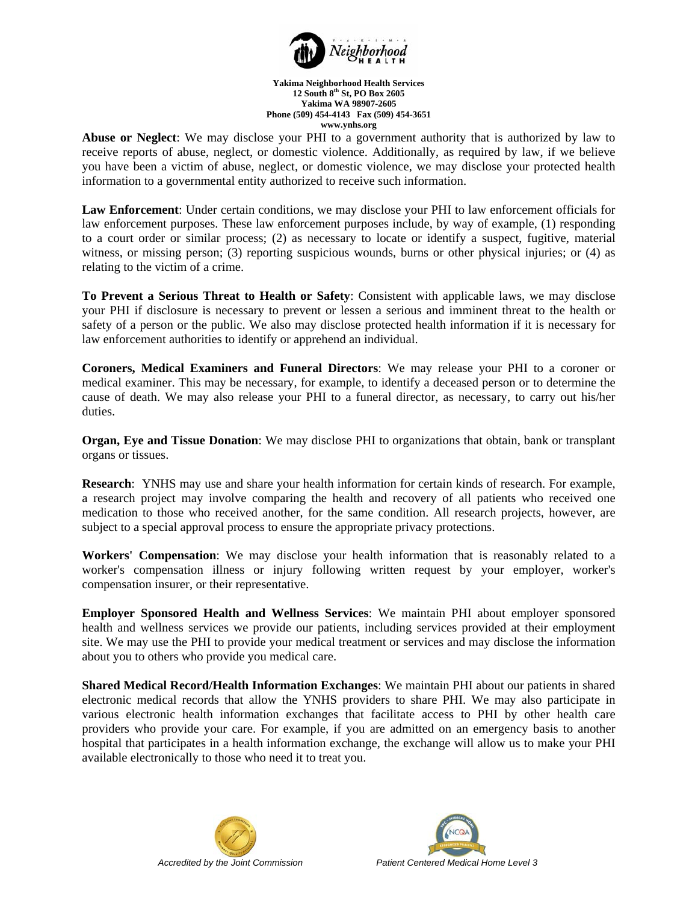**Abuse or Neglect**: We may disclose your PHI to a government authority that is authorized by law to receive reports of abuse, neglect, or domestic violence. Additionally, as required by law, if we believe you have been a victim of abuse, neglect, or domestic violence, we may disclose your protected health information to a governmental entity authorized to receive such information.

**Law Enforcement**: Under certain conditions, we may disclose your PHI to law enforcement officials for law enforcement purposes. These law enforcement purposes include, by way of example, (1) responding to a court order or similar process; (2) as necessary to locate or identify a suspect, fugitive, material witness, or missing person; (3) reporting suspicious wounds, burns or other physical injuries; or (4) as relating to the victim of a crime.

**To Prevent a Serious Threat to Health or Safety**: Consistent with applicable laws, we may disclose your PHI if disclosure is necessary to prevent or lessen a serious and imminent threat to the health or safety of a person or the public. We also may disclose protected health information if it is necessary for law enforcement authorities to identify or apprehend an individual.

**Coroners, Medical Examiners and Funeral Directors**: We may release your PHI to a coroner or medical examiner. This may be necessary, for example, to identify a deceased person or to determine the cause of death. We may also release your PHI to a funeral director, as necessary, to carry out his/her duties.

**Organ, Eye and Tissue Donation**: We may disclose PHI to organizations that obtain, bank or transplant organs or tissues.

**Research**: YNHS may use and share your health information for certain kinds of research. For example, a research project may involve comparing the health and recovery of all patients who received one medication to those who received another, for the same condition. All research projects, however, are subject to a special approval process to ensure the appropriate privacy protections.

**Workers' Compensation**: We may disclose your health information that is reasonably related to a worker's compensation illness or injury following written request by your employer, worker's compensation insurer, or their representative.

**Employer Sponsored Health and Wellness Services**: We maintain PHI about employer sponsored health and wellness services we provide our patients, including services provided at their employment site. We may use the PHI to provide your medical treatment or services and may disclose the information about you to others who provide you medical care.

**Shared Medical Record/Health Information Exchanges**: We maintain PHI about our patients in shared electronic medical records that allow the YNHS providers to share PHI. We may also participate in various electronic health information exchanges that facilitate access to PHI by other health care providers who provide your care. For example, if you are admitted on an emergency basis to another hospital that participates in a health information exchange, the exchange will allow us to make your PHI available electronically to those who need it to treat you.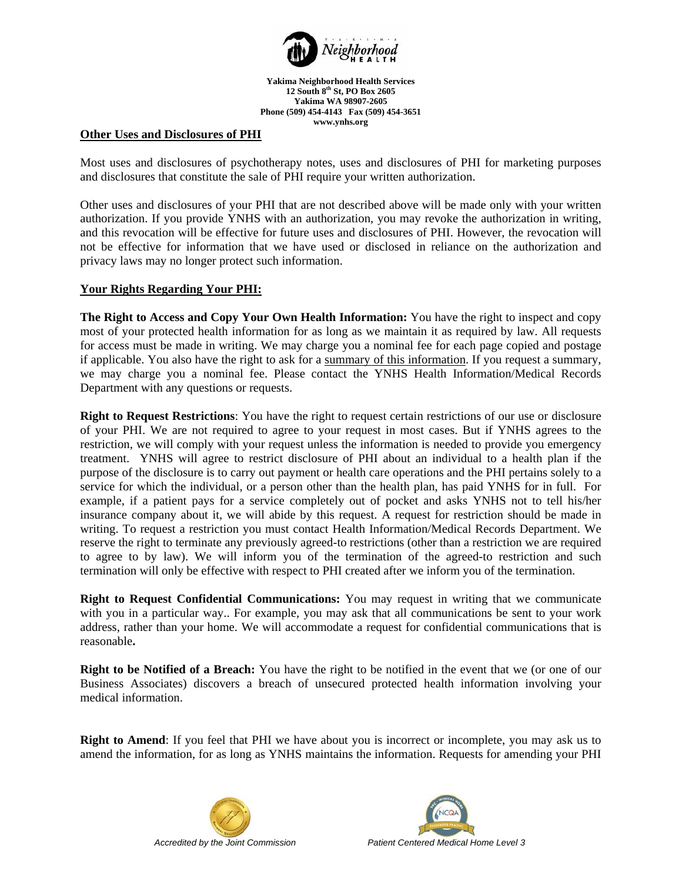## Other Uses and Disclosures of PHI

Most uses and disclosures of psychotherapy notes, uses and disclosures of PHI for marketing purposes and disclosures that constitute the sale of PHI require your written authorization.

Other uses and disclosures of your PHI that are not described above will be made only with your written authorization. If you provide YNHS with an authorization, you may revoke the authorization in writing, and this revocation will be effective for future uses and disclosures of PHI. However, the revocation will not be effective for information that we have used or disclosed in reliance on the authorization and privacy laws may no longer protect such information.

## Your Rights Regarding Your PHI:

**The Right to Access and Copy Your Own Health Information:** You have the right to inspect and copy most of your protected health information for as long as we maintain it as required by law. All requests for access must be made in writing. We may charge you a nominal fee for each page copied and postage if applicable. You also have the right to ask for a summary of this information. If you request a summary, we may charge you a nominal fee. Please contact the YNHS Health Information/Medical Records Department with any questions or requests.

**Right to Request Restrictions**: You have the right to request certain restrictions of our use or disclosure of your PHI. We are not required to agree to your request in most cases. But if YNHS agrees to the restriction, we will comply with your request unless the information is needed to provide you emergency treatment. YNHS will agree to restrict disclosure of PHI about an individual to a health plan if the purpose of the disclosure is to carry out payment or health care operations and the PHI pertains solely to a service for which the individual, or a person other than the health plan, has paid YNHS for in full. For example, if a patient pays for a service completely out of pocket and asks YNHS not to tell his/her insurance company about it, we will abide by this request. A request for restriction should be made in writing. To request a restriction you must contact Health Information/Medical Records Department. We reserve the right to terminate any previously agreed-to restrictions (other than a restriction we are required to agree to by law). We will inform you of the termination of the agreed-to restriction and such termination will only be effective with respect to PHI created after we inform you of the termination.

**Right to Request Confidential Communications:** You may request in writing that we communicate with you in a particular way.. For example, you may ask that all communications be sent to your work address, rather than your home. We will accommodate a request for confidential communications that is reasonable**.**

**Right to be Notified of a Breach:** You have the right to be notified in the event that we (or one of our Business Associates) discovers a breach of unsecured protected health information involving your medical information.

**Right to Amend**: If you feel that PHI we have about you is incorrect or incomplete, you may ask us to amend the information, for as long as YNHS maintains the information. Requests for amending your PHI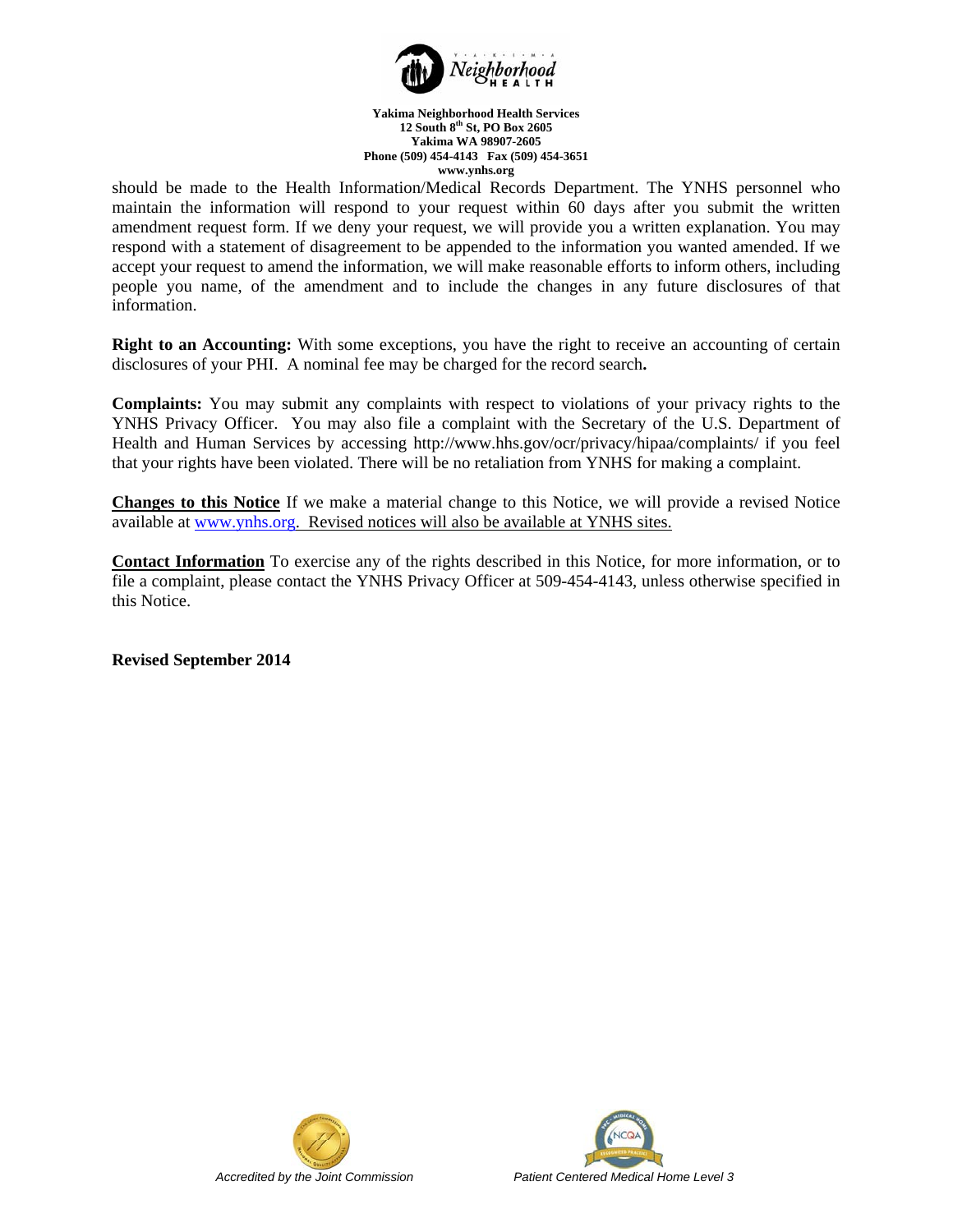should be made to the Health Information/Medical Records Department. The YNHS personnel who maintain the information will respond to your request within 60 days after you submit the written amendment request form. If we deny your request, we will provide you a written explanation. You may respond with a statement of disagreement to be appended to the information you wanted amended. If we accept your request to amend the information, we will make reasonable efforts to inform others, including people you name, of the amendment and to include the changes in any future disclosures of that information.

**Right to an Accounting:** With some exceptions, you have the right to receive an accounting of certain disclosures of your PHI. A nominal fee may be charged for the record search**.**

**Complaints:** You may submit any complaints with respect to violations of your privacy rights to the YNHS Privacy Officer. You may also file a complaint with the Secretary of the U.S. Department of Health and Human Services by accessing http://www.hhs.gov/ocr/privacy/hipaa/complaints/ if you feel that your rights have been violated. There will be no retaliation from YNHS for making a complaint.

**Changes to this Notice** If we make a material change to this Notice, we will provide a revised Notice available at www.ynhs.org. Revised notices will also be available at YNHS sites.

**Contact Information** To exercise any of the rights described in this Notice, for more information, or to file a complaint, please contact the YNHS Privacy Officer at 509-454-4143, unless otherwise specified in this Notice.

**Revised September 2014**